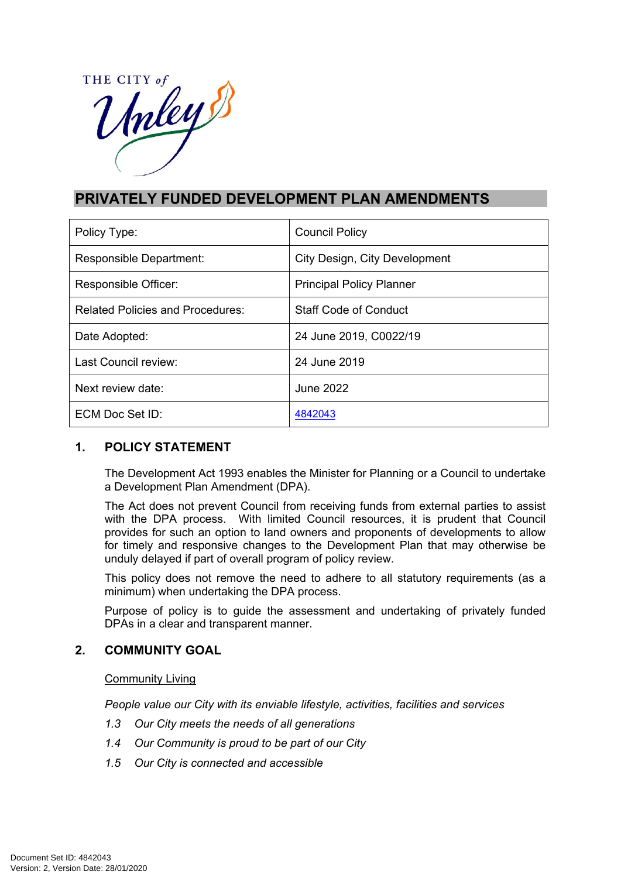THE CITY of Unley

# PRIVATELY FUNDED DEVELOPMENT PLAN AMENDMENTS

| | |
|---|---|
| Policy Type: | Council Policy |
| Responsible Department: | City Design, City Development |
| Responsible Officer: | Principal Policy Planner |
| Related Policies and Procedures: | Staff Code of Conduct |
| Date Adopted: | 24 June 2019, C0022/19 |
| Last Council review: | 24 June 2019 |
| Next review date: | June 2022 |
| ECM Doc Set ID: | 4842043 |

## 1. POLICY STATEMENT

The Development Act 1993 enables the Minister for Planning or a Council to undertake a Development Plan Amendment (DPA).

The Act does not prevent Council from receiving funds from external parties to assist with the DPA process. With limited Council resources, it is prudent that Council provides for such an option to land owners and proponents of developments to allow for timely and responsive changes to the Development Plan that may otherwise be unduly delayed if part of overall program of policy review.

This policy does not remove the need to adhere to all statutory requirements (as a minimum) when undertaking the DPA process.

Purpose of policy is to guide the assessment and undertaking of privately funded DPAs in a clear and transparent manner.

## 2. COMMUNITY GOAL

Community Living

*People value our City with its enviable lifestyle, activities, facilities and services*

*1.3 Our City meets the needs of all generations*

*1.4 Our Community is proud to be part of our City*

*1.5 Our City is connected and accessible*

Document Set ID: 4842043
Version: 2, Version Date: 28/01/2020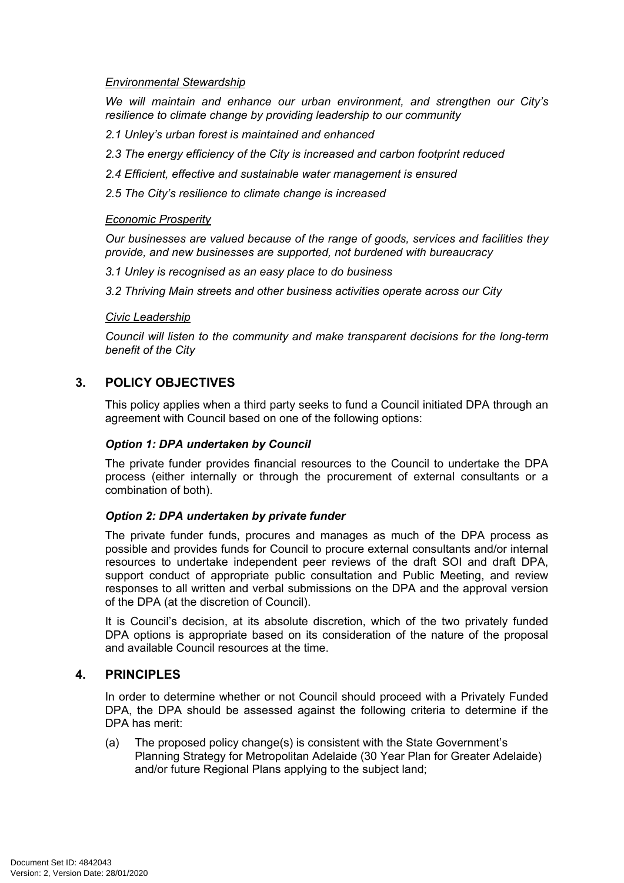*Environmental Stewardship*

*We will maintain and enhance our urban environment, and strengthen our City's resilience to climate change by providing leadership to our community*

*2.1 Unley's urban forest is maintained and enhanced*

*2.3 The energy efficiency of the City is increased and carbon footprint reduced*

*2.4 Efficient, effective and sustainable water management is ensured*

*2.5 The City's resilience to climate change is increased*

*Economic Prosperity*

*Our businesses are valued because of the range of goods, services and facilities they provide, and new businesses are supported, not burdened with bureaucracy*

*3.1 Unley is recognised as an easy place to do business*

*3.2 Thriving Main streets and other business activities operate across our City*

*Civic Leadership*

*Council will listen to the community and make transparent decisions for the long-term benefit of the City*

## 3. POLICY OBJECTIVES

This policy applies when a third party seeks to fund a Council initiated DPA through an agreement with Council based on one of the following options:

***Option 1: DPA undertaken by Council***

The private funder provides financial resources to the Council to undertake the DPA process (either internally or through the procurement of external consultants or a combination of both).

***Option 2: DPA undertaken by private funder***

The private funder funds, procures and manages as much of the DPA process as possible and provides funds for Council to procure external consultants and/or internal resources to undertake independent peer reviews of the draft SOI and draft DPA, support conduct of appropriate public consultation and Public Meeting, and review responses to all written and verbal submissions on the DPA and the approval version of the DPA (at the discretion of Council).

It is Council's decision, at its absolute discretion, which of the two privately funded DPA options is appropriate based on its consideration of the nature of the proposal and available Council resources at the time.

## 4. PRINCIPLES

In order to determine whether or not Council should proceed with a Privately Funded DPA, the DPA should be assessed against the following criteria to determine if the DPA has merit:

(a) The proposed policy change(s) is consistent with the State Government's Planning Strategy for Metropolitan Adelaide (30 Year Plan for Greater Adelaide) and/or future Regional Plans applying to the subject land;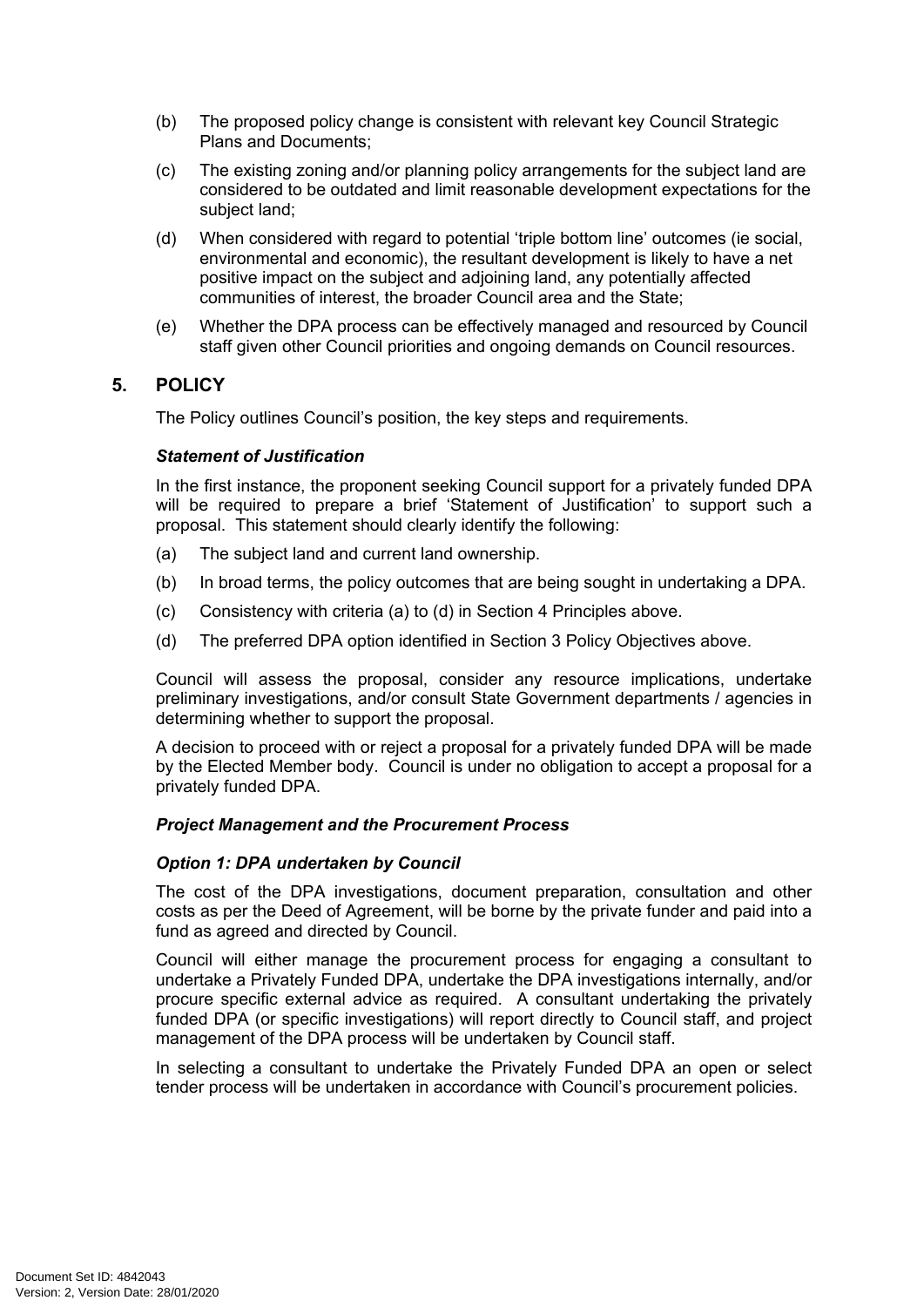(b) The proposed policy change is consistent with relevant key Council Strategic Plans and Documents;

(c) The existing zoning and/or planning policy arrangements for the subject land are considered to be outdated and limit reasonable development expectations for the subject land;

(d) When considered with regard to potential 'triple bottom line' outcomes (ie social, environmental and economic), the resultant development is likely to have a net positive impact on the subject and adjoining land, any potentially affected communities of interest, the broader Council area and the State;

(e) Whether the DPA process can be effectively managed and resourced by Council staff given other Council priorities and ongoing demands on Council resources.

## 5. POLICY

The Policy outlines Council's position, the key steps and requirements.

***Statement of Justification***

In the first instance, the proponent seeking Council support for a privately funded DPA will be required to prepare a brief 'Statement of Justification' to support such a proposal. This statement should clearly identify the following:

(a) The subject land and current land ownership.

(b) In broad terms, the policy outcomes that are being sought in undertaking a DPA.

(c) Consistency with criteria (a) to (d) in Section 4 Principles above.

(d) The preferred DPA option identified in Section 3 Policy Objectives above.

Council will assess the proposal, consider any resource implications, undertake preliminary investigations, and/or consult State Government departments / agencies in determining whether to support the proposal.

A decision to proceed with or reject a proposal for a privately funded DPA will be made by the Elected Member body. Council is under no obligation to accept a proposal for a privately funded DPA.

***Project Management and the Procurement Process***

***Option 1: DPA undertaken by Council***

The cost of the DPA investigations, document preparation, consultation and other costs as per the Deed of Agreement, will be borne by the private funder and paid into a fund as agreed and directed by Council.

Council will either manage the procurement process for engaging a consultant to undertake a Privately Funded DPA, undertake the DPA investigations internally, and/or procure specific external advice as required. A consultant undertaking the privately funded DPA (or specific investigations) will report directly to Council staff, and project management of the DPA process will be undertaken by Council staff.

In selecting a consultant to undertake the Privately Funded DPA an open or select tender process will be undertaken in accordance with Council's procurement policies.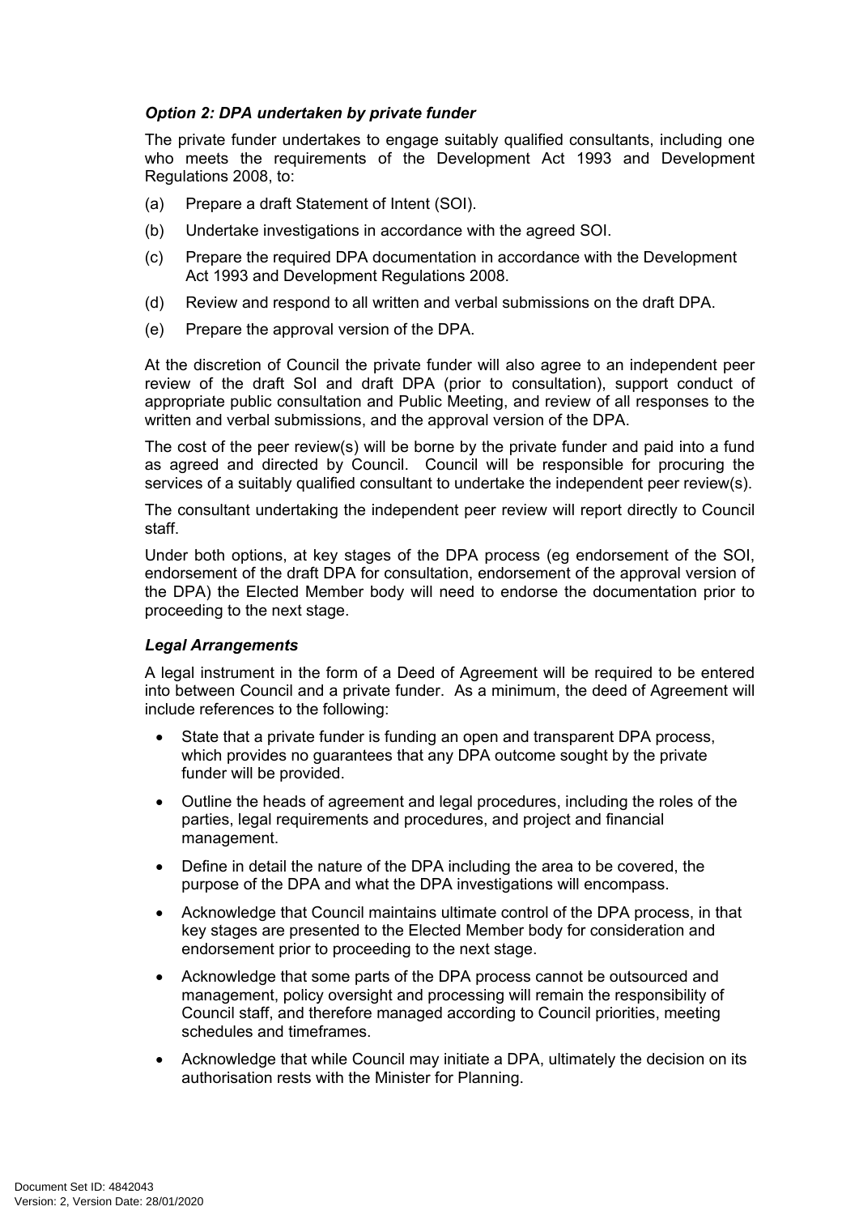***Option 2: DPA undertaken by private funder***

The private funder undertakes to engage suitably qualified consultants, including one who meets the requirements of the Development Act 1993 and Development Regulations 2008, to:

(a) Prepare a draft Statement of Intent (SOI).

(b) Undertake investigations in accordance with the agreed SOI.

(c) Prepare the required DPA documentation in accordance with the Development Act 1993 and Development Regulations 2008.

(d) Review and respond to all written and verbal submissions on the draft DPA.

(e) Prepare the approval version of the DPA.

At the discretion of Council the private funder will also agree to an independent peer review of the draft SoI and draft DPA (prior to consultation), support conduct of appropriate public consultation and Public Meeting, and review of all responses to the written and verbal submissions, and the approval version of the DPA.

The cost of the peer review(s) will be borne by the private funder and paid into a fund as agreed and directed by Council. Council will be responsible for procuring the services of a suitably qualified consultant to undertake the independent peer review(s).

The consultant undertaking the independent peer review will report directly to Council staff.

Under both options, at key stages of the DPA process (eg endorsement of the SOI, endorsement of the draft DPA for consultation, endorsement of the approval version of the DPA) the Elected Member body will need to endorse the documentation prior to proceeding to the next stage.

***Legal Arrangements***

A legal instrument in the form of a Deed of Agreement will be required to be entered into between Council and a private funder. As a minimum, the deed of Agreement will include references to the following:

- State that a private funder is funding an open and transparent DPA process, which provides no guarantees that any DPA outcome sought by the private funder will be provided.
- Outline the heads of agreement and legal procedures, including the roles of the parties, legal requirements and procedures, and project and financial management.
- Define in detail the nature of the DPA including the area to be covered, the purpose of the DPA and what the DPA investigations will encompass.
- Acknowledge that Council maintains ultimate control of the DPA process, in that key stages are presented to the Elected Member body for consideration and endorsement prior to proceeding to the next stage.
- Acknowledge that some parts of the DPA process cannot be outsourced and management, policy oversight and processing will remain the responsibility of Council staff, and therefore managed according to Council priorities, meeting schedules and timeframes.
- Acknowledge that while Council may initiate a DPA, ultimately the decision on its authorisation rests with the Minister for Planning.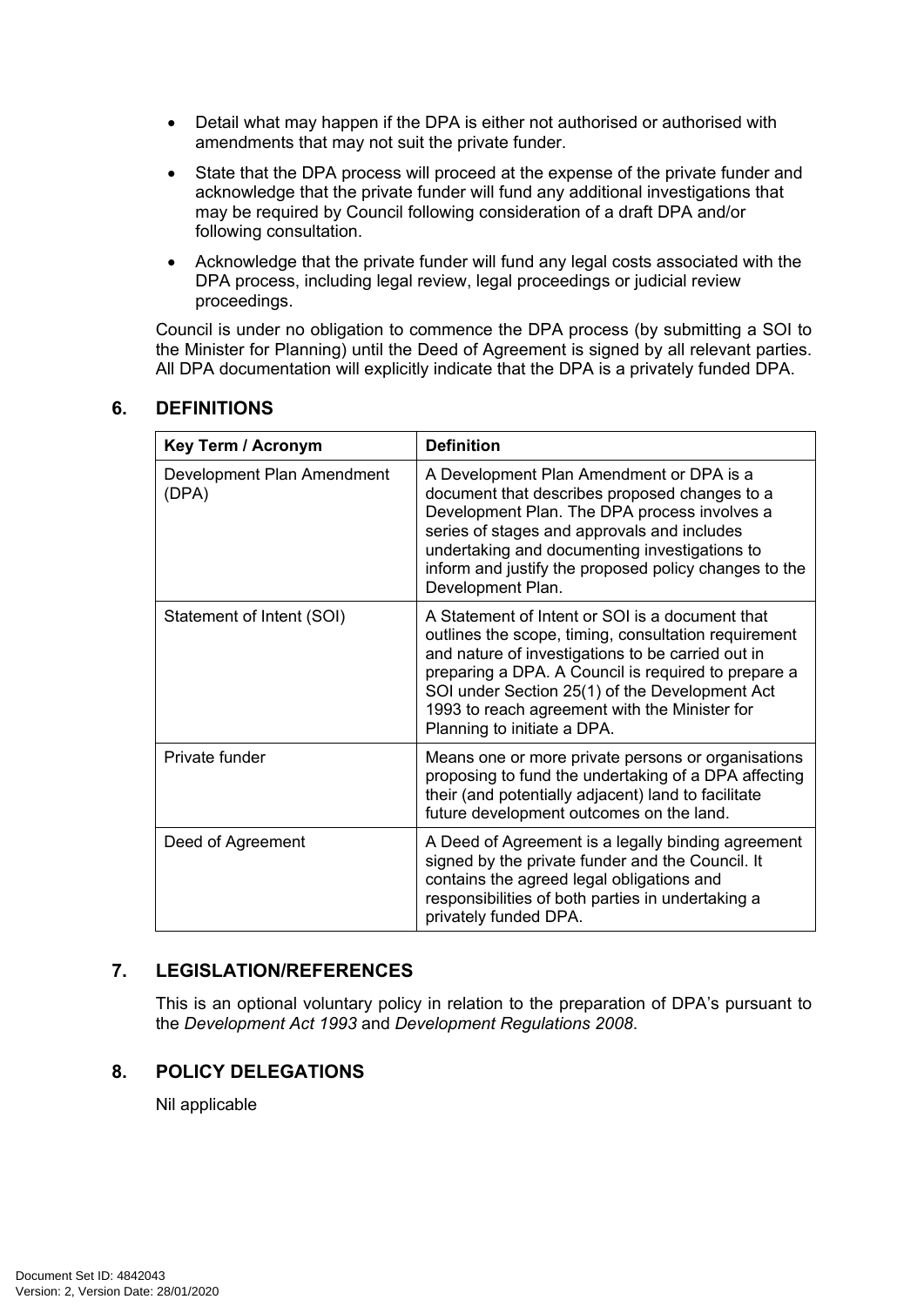- Detail what may happen if the DPA is either not authorised or authorised with amendments that may not suit the private funder.
- State that the DPA process will proceed at the expense of the private funder and acknowledge that the private funder will fund any additional investigations that may be required by Council following consideration of a draft DPA and/or following consultation.
- Acknowledge that the private funder will fund any legal costs associated with the DPA process, including legal review, legal proceedings or judicial review proceedings.

Council is under no obligation to commence the DPA process (by submitting a SOI to the Minister for Planning) until the Deed of Agreement is signed by all relevant parties. All DPA documentation will explicitly indicate that the DPA is a privately funded DPA.

## 6. DEFINITIONS

| Key Term / Acronym | Definition |
|---|---|
| Development Plan Amendment (DPA) | A Development Plan Amendment or DPA is a document that describes proposed changes to a Development Plan. The DPA process involves a series of stages and approvals and includes undertaking and documenting investigations to inform and justify the proposed policy changes to the Development Plan. |
| Statement of Intent (SOI) | A Statement of Intent or SOI is a document that outlines the scope, timing, consultation requirement and nature of investigations to be carried out in preparing a DPA. A Council is required to prepare a SOI under Section 25(1) of the Development Act 1993 to reach agreement with the Minister for Planning to initiate a DPA. |
| Private funder | Means one or more private persons or organisations proposing to fund the undertaking of a DPA affecting their (and potentially adjacent) land to facilitate future development outcomes on the land. |
| Deed of Agreement | A Deed of Agreement is a legally binding agreement signed by the private funder and the Council. It contains the agreed legal obligations and responsibilities of both parties in undertaking a privately funded DPA. |

## 7. LEGISLATION/REFERENCES

This is an optional voluntary policy in relation to the preparation of DPA's pursuant to the *Development Act 1993* and *Development Regulations 2008*.

## 8. POLICY DELEGATIONS

Nil applicable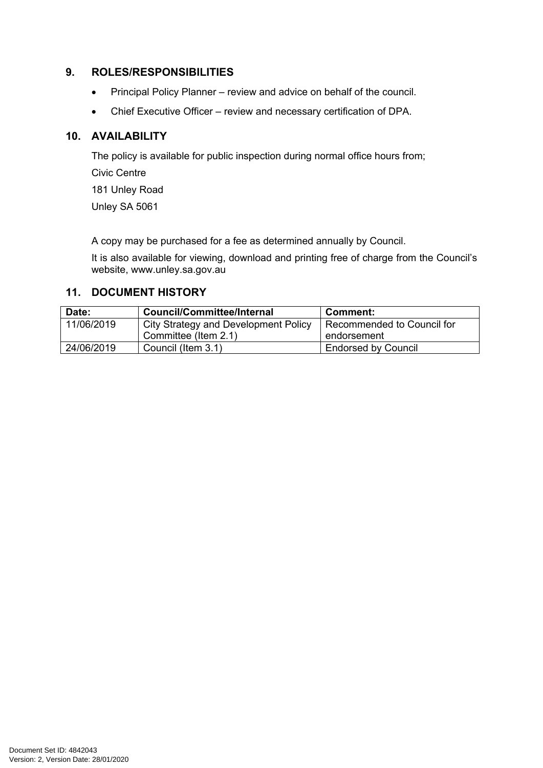## 9. ROLES/RESPONSIBILITIES

- Principal Policy Planner – review and advice on behalf of the council.
- Chief Executive Officer – review and necessary certification of DPA.

## 10. AVAILABILITY

The policy is available for public inspection during normal office hours from;

Civic Centre

181 Unley Road

Unley SA 5061

A copy may be purchased for a fee as determined annually by Council.

It is also available for viewing, download and printing free of charge from the Council's website, www.unley.sa.gov.au

## 11. DOCUMENT HISTORY

| Date: | Council/Committee/Internal | Comment: |
|---|---|---|
| 11/06/2019 | City Strategy and Development Policy Committee (Item 2.1) | Recommended to Council for endorsement |
| 24/06/2019 | Council (Item 3.1) | Endorsed by Council |

Document Set ID: 4842043
Version: 2, Version Date: 28/01/2020